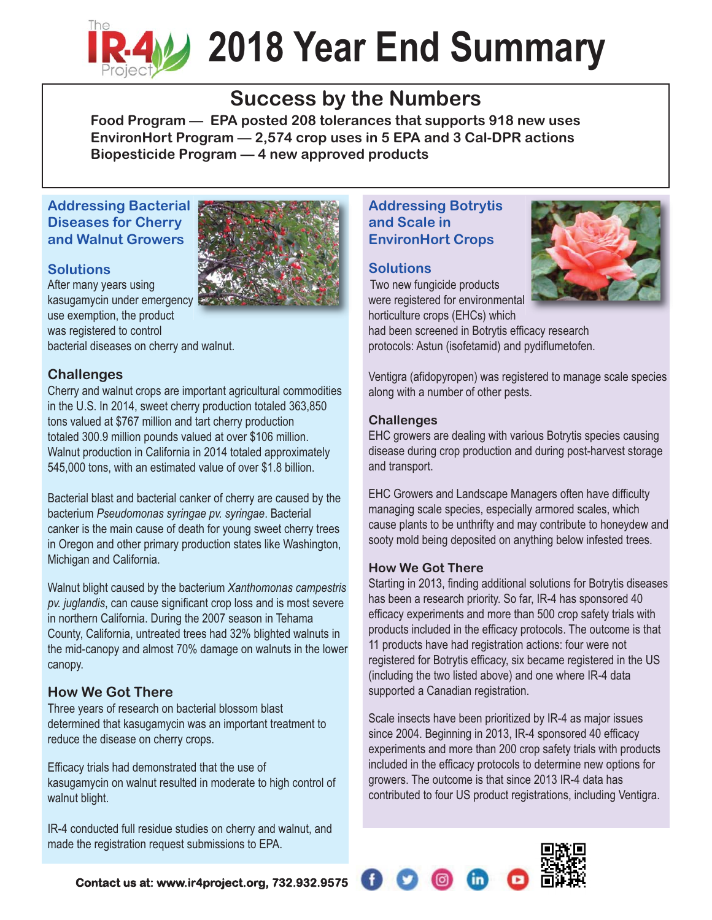# The IR-4 Project 2018 Year End Summary

## Success by the Numbers

**Food Program — EPA posted 208 tolerances that supports 918 new uses**
**EnvironHort Program — 2,574 crop uses in 5 EPA and 3 Cal-DPR actions**
**Biopesticide Program — 4 new approved products**

## Addressing Bacterial Diseases for Cherry and Walnut Growers

### Solutions

After many years using kasugamycin under emergency use exemption, the product was registered to control bacterial diseases on cherry and walnut.

### Challenges

Cherry and walnut crops are important agricultural commodities in the U.S. In 2014, sweet cherry production totaled 363,850 tons valued at $767 million and tart cherry production totaled 300.9 million pounds valued at over $106 million. Walnut production in California in 2014 totaled approximately 545,000 tons, with an estimated value of over $1.8 billion.

Bacterial blast and bacterial canker of cherry are caused by the bacterium *Pseudomonas syringae pv. syringae*. Bacterial canker is the main cause of death for young sweet cherry trees in Oregon and other primary production states like Washington, Michigan and California.

Walnut blight caused by the bacterium *Xanthomonas campestris pv. juglandis*, can cause significant crop loss and is most severe in northern California. During the 2007 season in Tehama County, California, untreated trees had 32% blighted walnuts in the mid-canopy and almost 70% damage on walnuts in the lower canopy.

### How We Got There

Three years of research on bacterial blossom blast determined that kasugamycin was an important treatment to reduce the disease on cherry crops.

Efficacy trials had demonstrated that the use of kasugamycin on walnut resulted in moderate to high control of walnut blight.

IR-4 conducted full residue studies on cherry and walnut, and made the registration request submissions to EPA.

## Addressing Botrytis and Scale in EnvironHort Crops

### Solutions

Two new fungicide products were registered for environmental horticulture crops (EHCs) which had been screened in Botrytis efficacy research protocols: Astun (isofetamid) and pydiflumetofen.

Ventigra (afidopyropen) was registered to manage scale species along with a number of other pests.

### Challenges

EHC growers are dealing with various Botrytis species causing disease during crop production and during post-harvest storage and transport.

EHC Growers and Landscape Managers often have difficulty managing scale species, especially armored scales, which cause plants to be unthrifty and may contribute to honeydew and sooty mold being deposited on anything below infested trees.

### How We Got There

Starting in 2013, finding additional solutions for Botrytis diseases has been a research priority. So far, IR-4 has sponsored 40 efficacy experiments and more than 500 crop safety trials with products included in the efficacy protocols. The outcome is that 11 products have had registration actions: four were not registered for Botrytis efficacy, six became registered in the US (including the two listed above) and one where IR-4 data supported a Canadian registration.

Scale insects have been prioritized by IR-4 as major issues since 2004. Beginning in 2013, IR-4 sponsored 40 efficacy experiments and more than 200 crop safety trials with products included in the efficacy protocols to determine new options for growers. The outcome is that since 2013 IR-4 data has contributed to four US product registrations, including Ventigra.

**Contact us at: www.ir4project.org, 732.932.9575**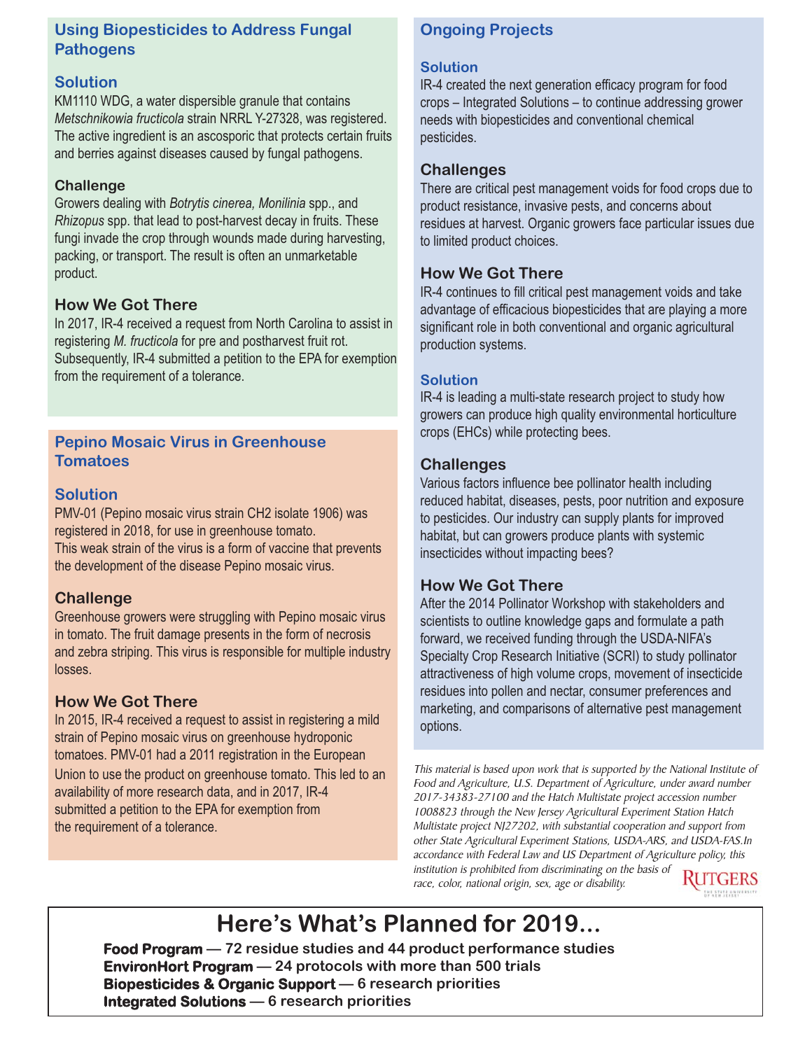## Using Biopesticides to Address Fungal Pathogens

### Solution

KM1110 WDG, a water dispersible granule that contains *Metschnikowia fructicola* strain NRRL Y-27328, was registered. The active ingredient is an ascosporic that protects certain fruits and berries against diseases caused by fungal pathogens.

### Challenge

Growers dealing with *Botrytis cinerea, Monilinia* spp., and *Rhizopus* spp. that lead to post-harvest decay in fruits. These fungi invade the crop through wounds made during harvesting, packing, or transport. The result is often an unmarketable product.

### How We Got There

In 2017, IR-4 received a request from North Carolina to assist in registering *M. fructicola* for pre and postharvest fruit rot. Subsequently, IR-4 submitted a petition to the EPA for exemption from the requirement of a tolerance.

## Pepino Mosaic Virus in Greenhouse Tomatoes

### Solution

PMV-01 (Pepino mosaic virus strain CH2 isolate 1906) was registered in 2018, for use in greenhouse tomato. This weak strain of the virus is a form of vaccine that prevents the development of the disease Pepino mosaic virus.

### Challenge

Greenhouse growers were struggling with Pepino mosaic virus in tomato. The fruit damage presents in the form of necrosis and zebra striping. This virus is responsible for multiple industry losses.

### How We Got There

In 2015, IR-4 received a request to assist in registering a mild strain of Pepino mosaic virus on greenhouse hydroponic tomatoes. PMV-01 had a 2011 registration in the European Union to use the product on greenhouse tomato. This led to an availability of more research data, and in 2017, IR-4 submitted a petition to the EPA for exemption from the requirement of a tolerance.

## Ongoing Projects

### Solution

IR-4 created the next generation efficacy program for food crops – Integrated Solutions – to continue addressing grower needs with biopesticides and conventional chemical pesticides.

### Challenges

There are critical pest management voids for food crops due to product resistance, invasive pests, and concerns about residues at harvest. Organic growers face particular issues due to limited product choices.

### How We Got There

IR-4 continues to fill critical pest management voids and take advantage of efficacious biopesticides that are playing a more significant role in both conventional and organic agricultural production systems.

### Solution

IR-4 is leading a multi-state research project to study how growers can produce high quality environmental horticulture crops (EHCs) while protecting bees.

### Challenges

Various factors influence bee pollinator health including reduced habitat, diseases, pests, poor nutrition and exposure to pesticides. Our industry can supply plants for improved habitat, but can growers produce plants with systemic insecticides without impacting bees?

### How We Got There

After the 2014 Pollinator Workshop with stakeholders and scientists to outline knowledge gaps and formulate a path forward, we received funding through the USDA-NIFA's Specialty Crop Research Initiative (SCRI) to study pollinator attractiveness of high volume crops, movement of insecticide residues into pollen and nectar, consumer preferences and marketing, and comparisons of alternative pest management options.

*This material is based upon work that is supported by the National Institute of Food and Agriculture, U.S. Department of Agriculture, under award number 2017-34383-27100 and the Hatch Multistate project accession number 1008823 through the New Jersey Agricultural Experiment Station Hatch Multistate project NJ27202, with substantial cooperation and support from other State Agricultural Experiment Stations, USDA-ARS, and USDA-FAS.In accordance with Federal Law and US Department of Agriculture policy, this institution is prohibited from discriminating on the basis of race, color, national origin, sex, age or disability.*

RUTGERS
THE STATE UNIVERSITY OF NEW JERSEY

## Here's What's Planned for 2019...

**Food Program — 72 residue studies and 44 product performance studies**
**EnvironHort Program — 24 protocols with more than 500 trials**
**Biopesticides & Organic Support — 6 research priorities**
**Integrated Solutions — 6 research priorities**